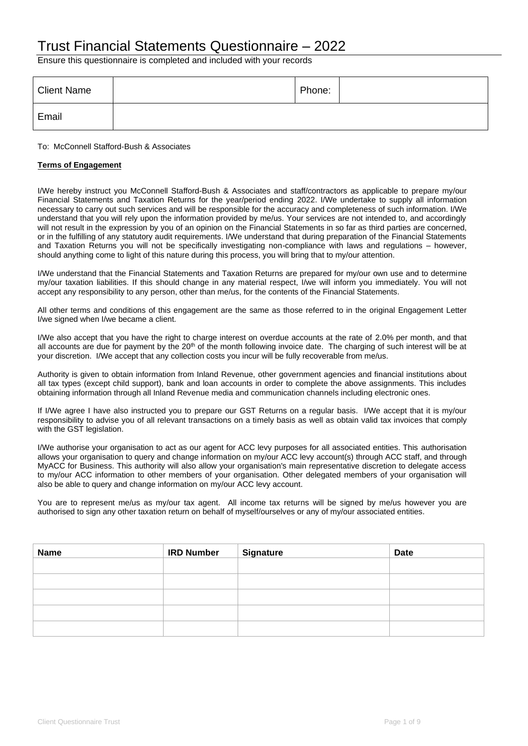# Trust Financial Statements Questionnaire – 2022

Ensure this questionnaire is completed and included with your records

| Client Name | | Phone: | |
|---|---|---|---|
| Email | | | |

To: McConnell Stafford-Bush & Associates

**Terms of Engagement**

I/We hereby instruct you McConnell Stafford-Bush & Associates and staff/contractors as applicable to prepare my/our Financial Statements and Taxation Returns for the year/period ending 2022. I/We undertake to supply all information necessary to carry out such services and will be responsible for the accuracy and completeness of such information. I/We understand that you will rely upon the information provided by me/us. Your services are not intended to, and accordingly will not result in the expression by you of an opinion on the Financial Statements in so far as third parties are concerned, or in the fulfilling of any statutory audit requirements. I/We understand that during preparation of the Financial Statements and Taxation Returns you will not be specifically investigating non-compliance with laws and regulations – however, should anything come to light of this nature during this process, you will bring that to my/our attention.

I/We understand that the Financial Statements and Taxation Returns are prepared for my/our own use and to determine my/our taxation liabilities. If this should change in any material respect, I/we will inform you immediately. You will not accept any responsibility to any person, other than me/us, for the contents of the Financial Statements.

All other terms and conditions of this engagement are the same as those referred to in the original Engagement Letter I/we signed when I/we became a client.

I/We also accept that you have the right to charge interest on overdue accounts at the rate of 2.0% per month, and that all accounts are due for payment by the 20th of the month following invoice date. The charging of such interest will be at your discretion. I/We accept that any collection costs you incur will be fully recoverable from me/us.

Authority is given to obtain information from Inland Revenue, other government agencies and financial institutions about all tax types (except child support), bank and loan accounts in order to complete the above assignments. This includes obtaining information through all Inland Revenue media and communication channels including electronic ones.

If I/We agree I have also instructed you to prepare our GST Returns on a regular basis. I/We accept that it is my/our responsibility to advise you of all relevant transactions on a timely basis as well as obtain valid tax invoices that comply with the GST legislation.

I/We authorise your organisation to act as our agent for ACC levy purposes for all associated entities. This authorisation allows your organisation to query and change information on my/our ACC levy account(s) through ACC staff, and through MyACC for Business. This authority will also allow your organisation's main representative discretion to delegate access to my/our ACC information to other members of your organisation. Other delegated members of your organisation will also be able to query and change information on my/our ACC levy account.

You are to represent me/us as my/our tax agent. All income tax returns will be signed by me/us however you are authorised to sign any other taxation return on behalf of myself/ourselves or any of my/our associated entities.

| Name | IRD Number | Signature | Date |
|---|---|---|---|
| | | | |
| | | | |
| | | | |
| | | | |
| | | | |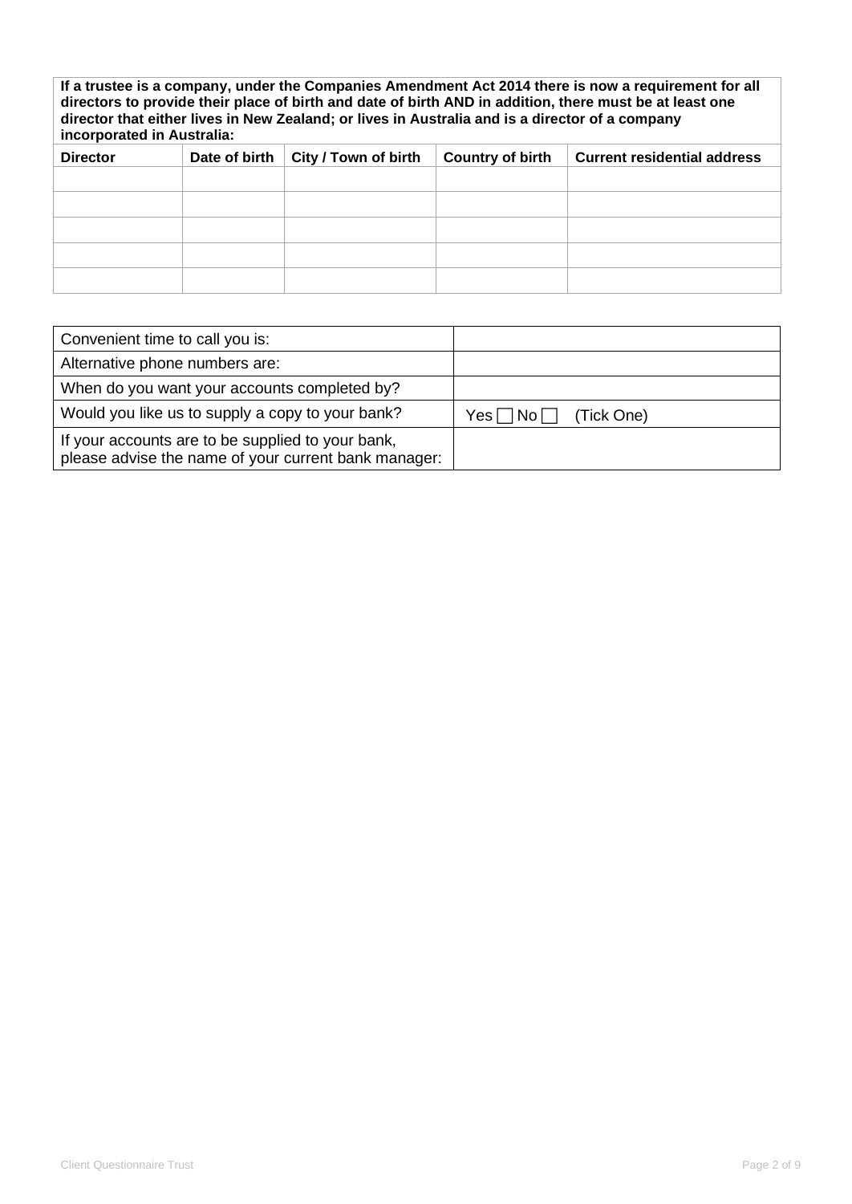**If a trustee is a company, under the Companies Amendment Act 2014 there is now a requirement for all directors to provide their place of birth and date of birth AND in addition, there must be at least one director that either lives in New Zealand; or lives in Australia and is a director of a company incorporated in Australia:**

| Director | Date of birth | City / Town of birth | Country of birth | Current residential address |
|---|---|---|---|---|
| | | | | |
| | | | | |
| | | | | |
| | | | | |
| | | | | |

| | |
|---|---|
| Convenient time to call you is: | |
| Alternative phone numbers are: | |
| When do you want your accounts completed by? | |
| Would you like us to supply a copy to your bank? | Yes ☐ No ☐ (Tick One) |
| If your accounts are to be supplied to your bank, please advise the name of your current bank manager: | |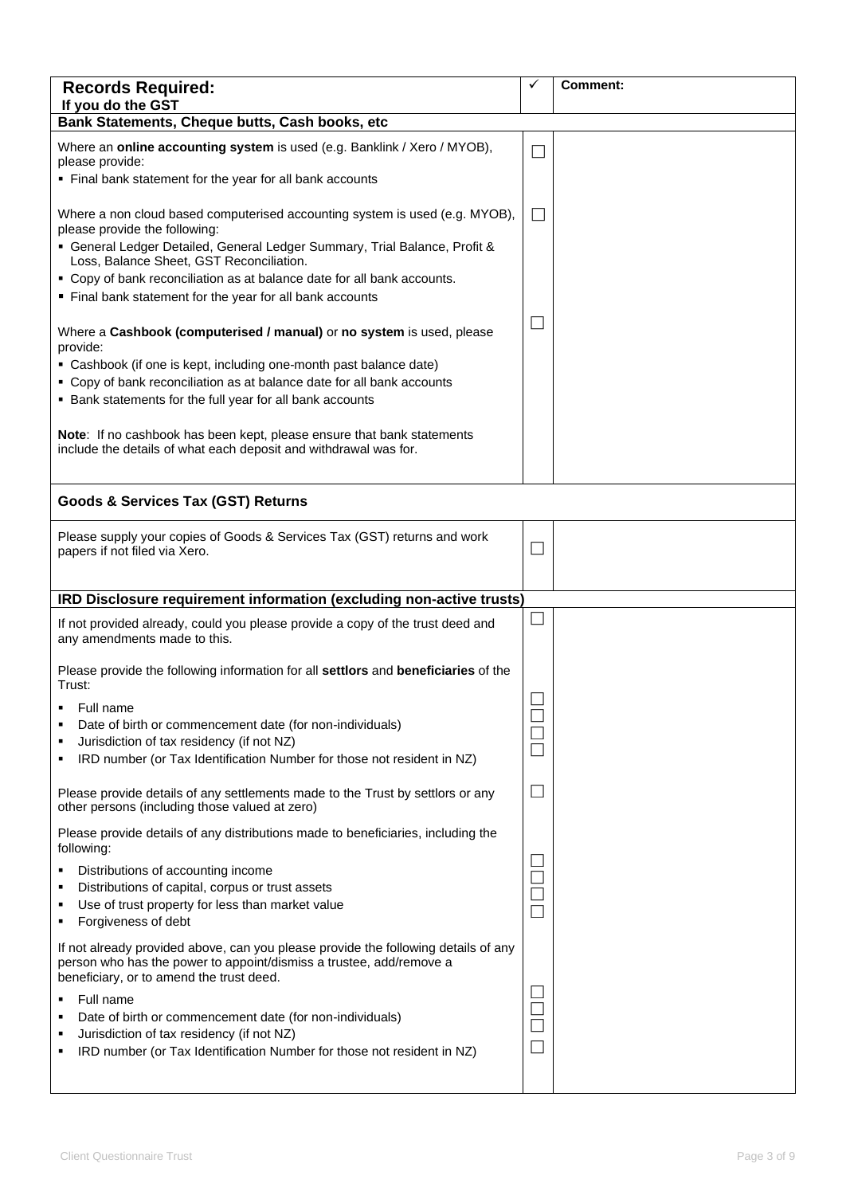| Records Required: If you do the GST | ✓ | Comment: |
| --- | --- | --- |
| **Bank Statements, Cheque butts, Cash books, etc** | | |
| Where an **online accounting system** is used (e.g. Banklink / Xero / MYOB), please provide:<br>▪ Final bank statement for the year for all bank accounts | ☐ | |
| Where a non cloud based computerised accounting system is used (e.g. MYOB), please provide the following:<br>▪ General Ledger Detailed, General Ledger Summary, Trial Balance, Profit & Loss, Balance Sheet, GST Reconciliation.<br>▪ Copy of bank reconciliation as at balance date for all bank accounts.<br>▪ Final bank statement for the year for all bank accounts | ☐ | |
| Where a **Cashbook (computerised / manual)** or **no system** is used, please provide:<br>▪ Cashbook (if one is kept, including one-month past balance date)<br>▪ Copy of bank reconciliation as at balance date for all bank accounts<br>▪ Bank statements for the full year for all bank accounts<br><br>**Note**: If no cashbook has been kept, please ensure that bank statements include the details of what each deposit and withdrawal was for. | ☐ | |
| **Goods & Services Tax (GST) Returns** | | |
| Please supply your copies of Goods & Services Tax (GST) returns and work papers if not filed via Xero. | ☐ | |
| **IRD Disclosure requirement information (excluding non-active trusts)** | | |
| If not provided already, could you please provide a copy of the trust deed and any amendments made to this. | ☐ | |
| Please provide the following information for all **settlors** and **beneficiaries** of the Trust:<br>▪ Full name<br>▪ Date of birth or commencement date (for non-individuals)<br>▪ Jurisdiction of tax residency (if not NZ)<br>▪ IRD number (or Tax Identification Number for those not resident in NZ) | ☐<br>☐<br>☐<br>☐ | |
| Please provide details of any settlements made to the Trust by settlors or any other persons (including those valued at zero) | ☐ | |
| Please provide details of any distributions made to beneficiaries, including the following:<br>▪ Distributions of accounting income<br>▪ Distributions of capital, corpus or trust assets<br>▪ Use of trust property for less than market value<br>▪ Forgiveness of debt | ☐<br>☐<br>☐<br>☐ | |
| If not already provided above, can you please provide the following details of any person who has the power to appoint/dismiss a trustee, add/remove a beneficiary, or to amend the trust deed.<br>▪ Full name<br>▪ Date of birth or commencement date (for non-individuals)<br>▪ Jurisdiction of tax residency (if not NZ)<br>▪ IRD number (or Tax Identification Number for those not resident in NZ) | ☐<br>☐<br>☐<br>☐ | |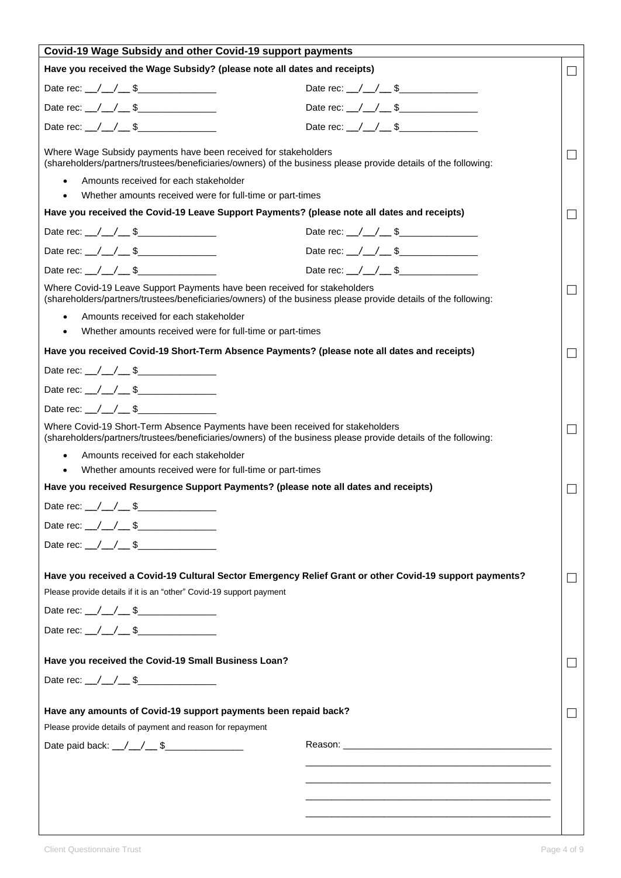## Covid-19 Wage Subsidy and other Covid-19 support payments

**Have you received the Wage Subsidy? (please note all dates and receipts)** ☐

Date rec: \_\_/\_\_/\_\_ $\_\_\_\_\_\_\_\_\_\_\_\_\_\_\_ Date rec: \_\_/\_\_/\_\_ $\_\_\_\_\_\_\_\_\_\_\_\_\_\_\_

Date rec: \_\_/\_\_/\_\_ $\_\_\_\_\_\_\_\_\_\_\_\_\_\_\_ Date rec: \_\_/\_\_/\_\_ $\_\_\_\_\_\_\_\_\_\_\_\_\_\_\_

Date rec: \_\_/\_\_/\_\_ $\_\_\_\_\_\_\_\_\_\_\_\_\_\_\_ Date rec: \_\_/\_\_/\_\_ $\_\_\_\_\_\_\_\_\_\_\_\_\_\_\_

Where Wage Subsidy payments have been received for stakeholders (shareholders/partners/trustees/beneficiaries/owners) of the business please provide details of the following: ☐

- Amounts received for each stakeholder
- Whether amounts received were for full-time or part-times

**Have you received the Covid-19 Leave Support Payments? (please note all dates and receipts)** ☐

Date rec: \_\_/\_\_/\_\_ $\_\_\_\_\_\_\_\_\_\_\_\_\_\_\_ Date rec: \_\_/\_\_/\_\_ $\_\_\_\_\_\_\_\_\_\_\_\_\_\_\_

Date rec: \_\_/\_\_/\_\_ $\_\_\_\_\_\_\_\_\_\_\_\_\_\_\_ Date rec: \_\_/\_\_/\_\_ $\_\_\_\_\_\_\_\_\_\_\_\_\_\_\_

Date rec: \_\_/\_\_/\_\_ $\_\_\_\_\_\_\_\_\_\_\_\_\_\_\_ Date rec: \_\_/\_\_/\_\_ $\_\_\_\_\_\_\_\_\_\_\_\_\_\_\_

Where Covid-19 Leave Support Payments have been received for stakeholders (shareholders/partners/trustees/beneficiaries/owners) of the business please provide details of the following: ☐

- Amounts received for each stakeholder
- Whether amounts received were for full-time or part-times

**Have you received Covid-19 Short-Term Absence Payments? (please note all dates and receipts)** ☐

Date rec: \_\_/\_\_/\_\_ $\_\_\_\_\_\_\_\_\_\_\_\_\_\_\_

Date rec: \_\_/\_\_/\_\_ $\_\_\_\_\_\_\_\_\_\_\_\_\_\_\_

Date rec: \_\_/\_\_/\_\_ $\_\_\_\_\_\_\_\_\_\_\_\_\_\_\_

Where Covid-19 Short-Term Absence Payments have been received for stakeholders (shareholders/partners/trustees/beneficiaries/owners) of the business please provide details of the following: ☐

- Amounts received for each stakeholder
- Whether amounts received were for full-time or part-times

**Have you received Resurgence Support Payments? (please note all dates and receipts)** ☐

Date rec: \_\_/\_\_/\_\_ $\_\_\_\_\_\_\_\_\_\_\_\_\_\_\_

Date rec: \_\_/\_\_/\_\_ $\_\_\_\_\_\_\_\_\_\_\_\_\_\_\_

Date rec: \_\_/\_\_/\_\_ $\_\_\_\_\_\_\_\_\_\_\_\_\_\_\_

**Have you received a Covid-19 Cultural Sector Emergency Relief Grant or other Covid-19 support payments?** ☐

Please provide details if it is an "other" Covid-19 support payment

Date rec: \_\_/\_\_/\_\_ $\_\_\_\_\_\_\_\_\_\_\_\_\_\_\_

Date rec: \_\_/\_\_/\_\_ $\_\_\_\_\_\_\_\_\_\_\_\_\_\_\_

**Have you received the Covid-19 Small Business Loan?** ☐

Date rec: \_\_/\_\_/\_\_ $\_\_\_\_\_\_\_\_\_\_\_\_\_\_\_

**Have any amounts of Covid-19 support payments been repaid back?** ☐

Please provide details of payment and reason for repayment

Date paid back: \_\_/\_\_/\_\_ $\_\_\_\_\_\_\_\_\_\_\_\_\_\_\_ Reason: \_\_\_\_\_\_\_\_\_\_\_\_\_\_\_\_\_\_\_\_\_\_\_\_\_\_\_\_\_\_\_\_\_\_\_\_\_\_\_\_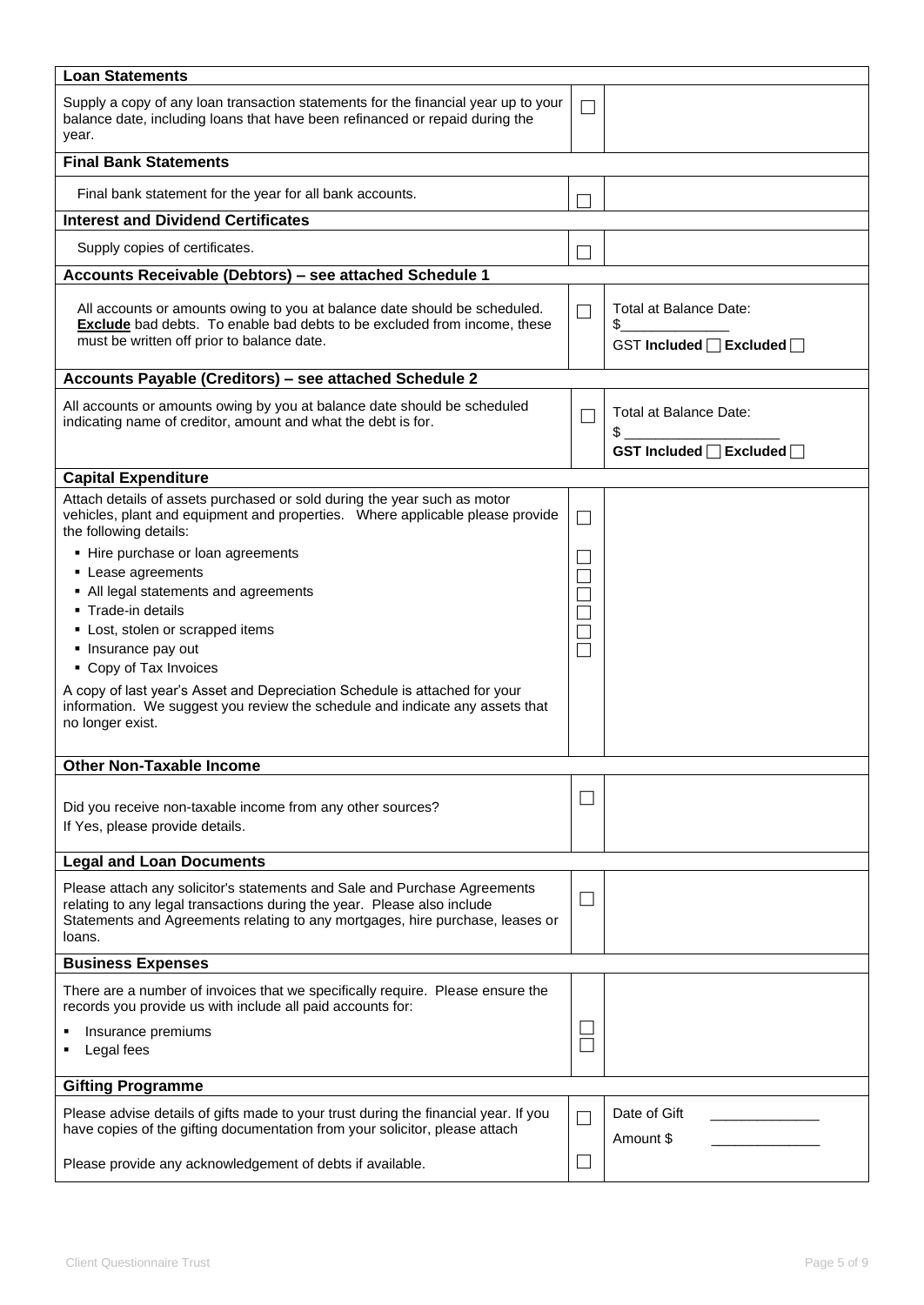| Loan Statements | | |
|---|---|---|
| Supply a copy of any loan transaction statements for the financial year up to your balance date, including loans that have been refinanced or repaid during the year. | ☐ | |
| **Final Bank Statements** | | |
| Final bank statement for the year for all bank accounts. | ☐ | |
| **Interest and Dividend Certificates** | | |
| Supply copies of certificates. | ☐ | |
| **Accounts Receivable (Debtors) – see attached Schedule 1** | | |
| All accounts or amounts owing to you at balance date should be scheduled. **Exclude** bad debts. To enable bad debts to be excluded from income, these must be written off prior to balance date. | ☐ | Total at Balance Date: \$______________ GST **Included** ☐ **Excluded** ☐ |
| **Accounts Payable (Creditors) – see attached Schedule 2** | | |
| All accounts or amounts owing by you at balance date should be scheduled indicating name of creditor, amount and what the debt is for. | ☐ | Total at Balance Date: \$ ____________________ **GST Included** ☐ **Excluded** ☐ |
| **Capital Expenditure** | | |
| Attach details of assets purchased or sold during the year such as motor vehicles, plant and equipment and properties. Where applicable please provide the following details: | ☐ | |
| ▪ Hire purchase or loan agreements | ☐ | |
| ▪ Lease agreements | ☐ | |
| ▪ All legal statements and agreements | ☐ | |
| ▪ Trade-in details | ☐ | |
| ▪ Lost, stolen or scrapped items | ☐ | |
| ▪ Insurance pay out | ☐ | |
| ▪ Copy of Tax Invoices | | |
| A copy of last year's Asset and Depreciation Schedule is attached for your information. We suggest you review the schedule and indicate any assets that no longer exist. | | |
| **Other Non-Taxable Income** | | |
| Did you receive non-taxable income from any other sources? If Yes, please provide details. | ☐ | |
| **Legal and Loan Documents** | | |
| Please attach any solicitor's statements and Sale and Purchase Agreements relating to any legal transactions during the year. Please also include Statements and Agreements relating to any mortgages, hire purchase, leases or loans. | ☐ | |
| **Business Expenses** | | |
| There are a number of invoices that we specifically require. Please ensure the records you provide us with include all paid accounts for: | | |
| ▪ Insurance premiums | ☐ | |
| ▪ Legal fees | ☐ | |
| **Gifting Programme** | | |
| Please advise details of gifts made to your trust during the financial year. If you have copies of the gifting documentation from your solicitor, please attach | ☐ | Date of Gift ______________ Amount \$ ______________ |
| Please provide any acknowledgement of debts if available. | ☐ | |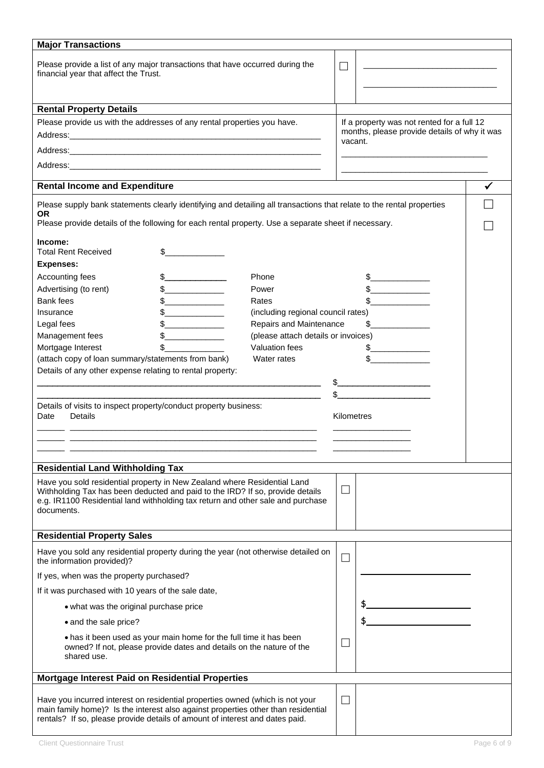## Major Transactions

Please provide a list of any major transactions that have occurred during the financial year that affect the Trust. ☐ ______________________________

______________________________

## Rental Property Details

Please provide us with the addresses of any rental properties you have.

Address:______________________________________________________

Address:______________________________________________________

Address:______________________________________________________

If a property was not rented for a full 12 months, please provide details of why it was vacant.

______________________________

______________________________

## Rental Income and Expenditure ✓

Please supply bank statements clearly identifying and detailing all transactions that relate to the rental properties ☐

**OR**

Please provide details of the following for each rental property. Use a separate sheet if necessary. ☐

**Income:**

Total Rent Received $____________

**Expenses:**

| | | | |
|---|---|---|---|
| Accounting fees | $____________ | Phone | $____________ |
| Advertising (to rent) | $____________ | Power | $____________ |
| Bank fees | $____________ | Rates | $____________ |
| Insurance | $____________ | (including regional council rates) | |
| Legal fees | $____________ | Repairs and Maintenance | $____________ |
| Management fees | $____________ | (please attach details or invoices) | |
| Mortgage Interest | $____________ | Valuation fees | $____________ |
| (attach copy of loan summary/statements from bank) | | Water rates | $____________ |

Details of any other expense relating to rental property:

__________________________________________________________ $__________________

__________________________________________________________ $__________________

Details of visits to inspect property/conduct property business:

| Date | Details | Kilometres |
|---|---|---|
| ______ | ______________________________________________ | ________________ |
| ______ | ______________________________________________ | ________________ |
| ______ | ______________________________________________ | ________________ |

## Residential Land Withholding Tax

Have you sold residential property in New Zealand where Residential Land Withholding Tax has been deducted and paid to the IRD? If so, provide details e.g. IR1100 Residential land withholding tax return and other sale and purchase documents. ☐

## Residential Property Sales

Have you sold any residential property during the year (not otherwise detailed on the information provided)? ☐

If yes, when was the property purchased? ____________________

If it was purchased with 10 years of the sale date,

- what was the original purchase price $____________________
- and the sale price? $____________________
- has it been used as your main home for the full time it has been owned? If not, please provide dates and details on the nature of the shared use. ☐

## Mortgage Interest Paid on Residential Properties

Have you incurred interest on residential properties owned (which is not your main family home)? Is the interest also against properties other than residential rentals? If so, please provide details of amount of interest and dates paid. ☐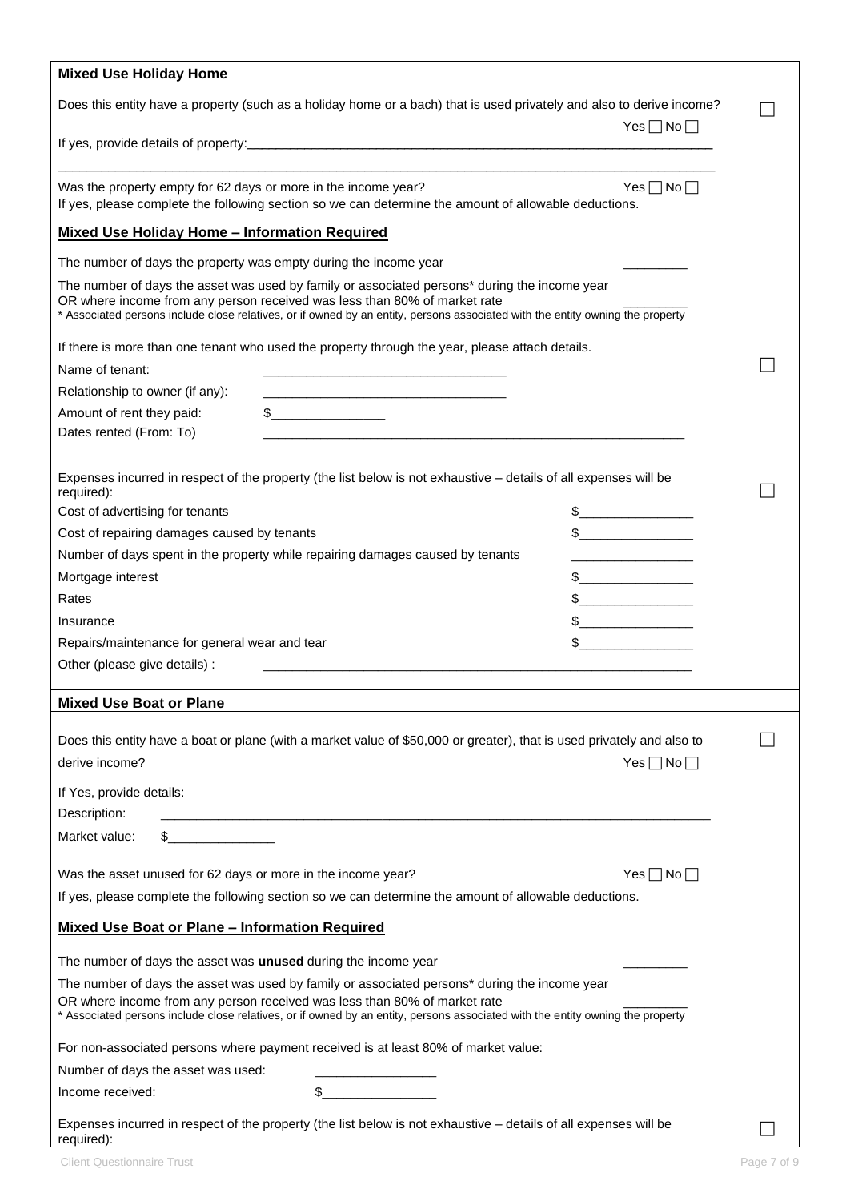## Mixed Use Holiday Home

Does this entity have a property (such as a holiday home or a bach) that is used privately and also to derive income? Yes ☐ No ☐ ☐

If yes, provide details of property:______________________________________________________________________

______________________________________________________________________________________________

Was the property empty for 62 days or more in the income year? Yes ☐ No ☐

If yes, please complete the following section so we can determine the amount of allowable deductions.

**Mixed Use Holiday Home – Information Required**

The number of days the property was empty during the income year _________

The number of days the asset was used by family or associated persons* during the income year OR where income from any person received was less than 80% of market rate _________

\* Associated persons include close relatives, or if owned by an entity, persons associated with the entity owning the property

If there is more than one tenant who used the property through the year, please attach details. ☐

Name of tenant: __________________________________

Relationship to owner (if any): __________________________________

Amount of rent they paid: $________________

Dates rented (From: To) ______________________________________________________________

Expenses incurred in respect of the property (the list below is not exhaustive – details of all expenses will be required): ☐

Cost of advertising for tenants $________________

Cost of repairing damages caused by tenants $________________

Number of days spent in the property while repairing damages caused by tenants ________________

Mortgage interest $________________

Rates $________________

Insurance $________________

Repairs/maintenance for general wear and tear $________________

Other (please give details) : ______________________________________________________________

## Mixed Use Boat or Plane

Does this entity have a boat or plane (with a market value of $50,000 or greater), that is used privately and also to derive income? Yes ☐ No ☐ ☐

If Yes, provide details:

Description: ______________________________________________________________________________

Market value: $_______________

Was the asset unused for 62 days or more in the income year? Yes ☐ No ☐

If yes, please complete the following section so we can determine the amount of allowable deductions.

**Mixed Use Boat or Plane – Information Required**

The number of days the asset was **unused** during the income year _________

The number of days the asset was used by family or associated persons* during the income year OR where income from any person received was less than 80% of market rate _________

\* Associated persons include close relatives, or if owned by an entity, persons associated with the entity owning the property

For non-associated persons where payment received is at least 80% of market value:

Number of days the asset was used: ________________

Income received: $________________

Expenses incurred in respect of the property (the list below is not exhaustive – details of all expenses will be required): ☐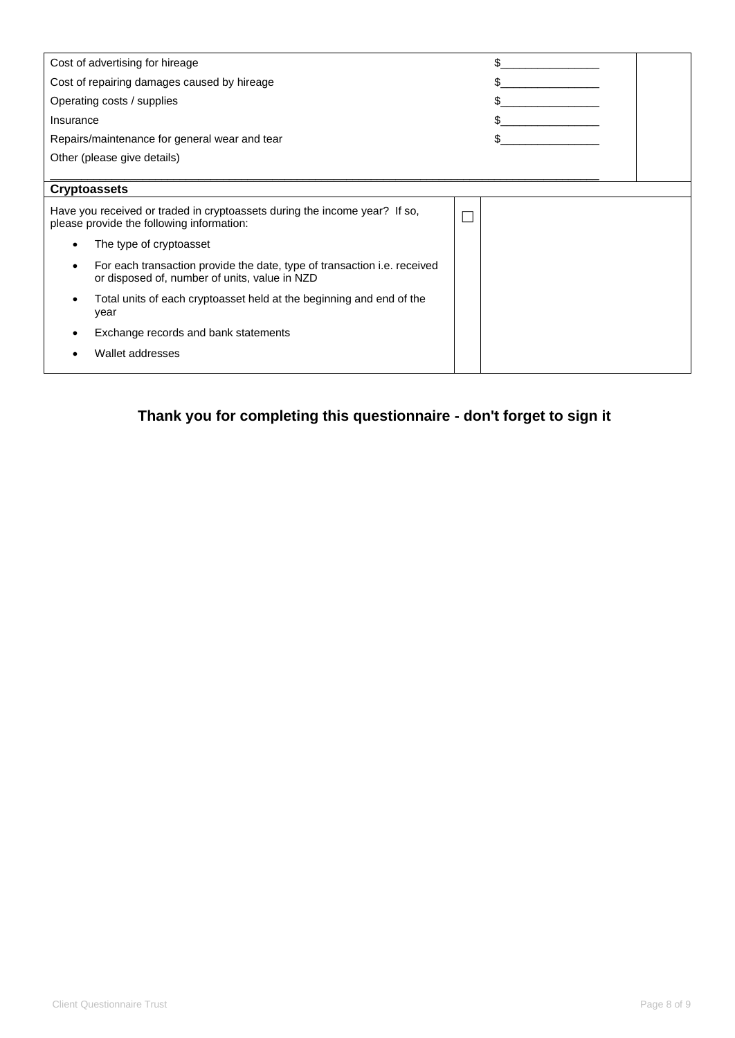| | | |
|---|---|---|
| Cost of advertising for hireage | $________________ | |
| Cost of repairing damages caused by hireage | $________________ | |
| Operating costs / supplies | $________________ | |
| Insurance | $________________ | |
| Repairs/maintenance for general wear and tear | $________________ | |
| Other (please give details) ________________________________________________ | | |

| **Cryptoassets** | | |
|---|---|---|
| Have you received or traded in cryptoassets during the income year? If so, please provide the following information:<br>• The type of cryptoasset<br>• For each transaction provide the date, type of transaction i.e. received or disposed of, number of units, value in NZD<br>• Total units of each cryptoasset held at the beginning and end of the year<br>• Exchange records and bank statements<br>• Wallet addresses | ☐ | |

**Thank you for completing this questionnaire - don't forget to sign it**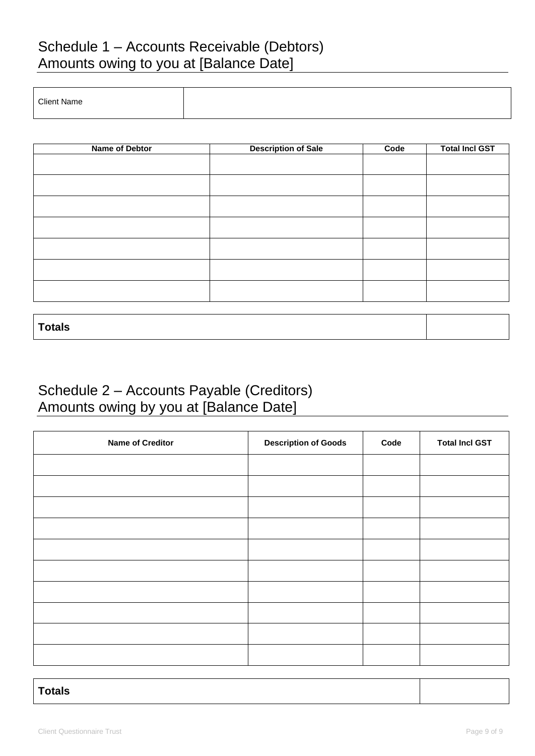## Schedule 1 – Accounts Receivable (Debtors)
## Amounts owing to you at [Balance Date]

| | |
|---|---|
| Client Name | |

| Name of Debtor | Description of Sale | Code | Total Incl GST |
|---|---|---|---|
| | | | |
| | | | |
| | | | |
| | | | |
| | | | |
| | | | |
| | | | |

| | |
|---|---|
| **Totals** | |

## Schedule 2 – Accounts Payable (Creditors)
## Amounts owing by you at [Balance Date]

| Name of Creditor | Description of Goods | Code | Total Incl GST |
|---|---|---|---|
| | | | |
| | | | |
| | | | |
| | | | |
| | | | |
| | | | |
| | | | |
| | | | |
| | | | |
| | | | |

| | |
|---|---|
| **Totals** | |